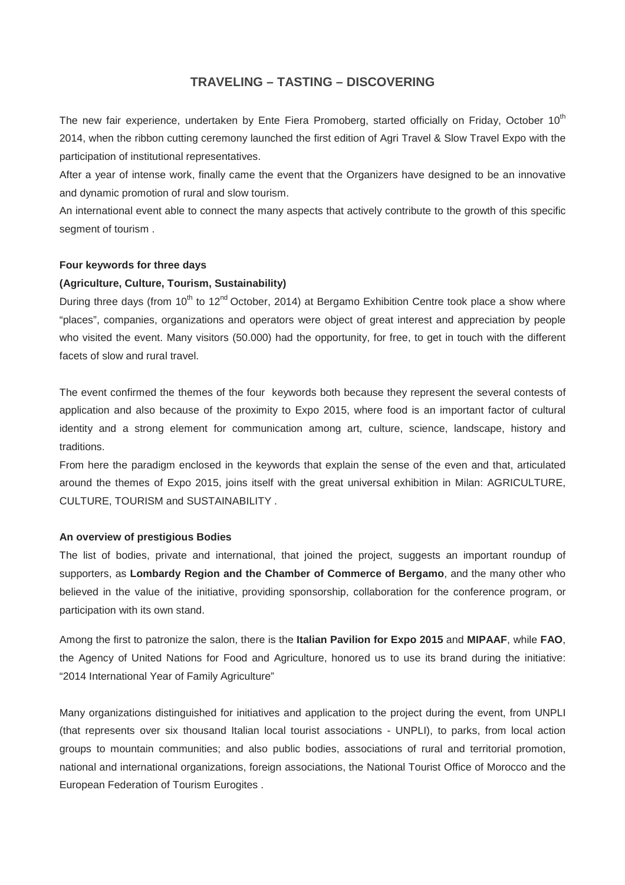# TRAVELING – TASTING – DISCOVERING

The new fair experience, undertaken by Ente Fiera Promoberg, started officially on Friday, October 10th 2014, when the ribbon cutting ceremony launched the first edition of Agri Travel & Slow Travel Expo with the participation of institutional representatives.

After a year of intense work, finally came the event that the Organizers have designed to be an innovative and dynamic promotion of rural and slow tourism.

An international event able to connect the many aspects that actively contribute to the growth of this specific segment of tourism .

**Four keywords for three days**

**(Agriculture, Culture, Tourism, Sustainability)**

During three days (from 10th to 12nd October, 2014) at Bergamo Exhibition Centre took place a show where "places", companies, organizations and operators were object of great interest and appreciation by people who visited the event. Many visitors (50.000) had the opportunity, for free, to get in touch with the different facets of slow and rural travel.

The event confirmed the themes of the four keywords both because they represent the several contests of application and also because of the proximity to Expo 2015, where food is an important factor of cultural identity and a strong element for communication among art, culture, science, landscape, history and traditions.

From here the paradigm enclosed in the keywords that explain the sense of the even and that, articulated around the themes of Expo 2015, joins itself with the great universal exhibition in Milan: AGRICULTURE, CULTURE, TOURISM and SUSTAINABILITY .

**An overview of prestigious Bodies**

The list of bodies, private and international, that joined the project, suggests an important roundup of supporters, as **Lombardy Region and the Chamber of Commerce of Bergamo**, and the many other who believed in the value of the initiative, providing sponsorship, collaboration for the conference program, or participation with its own stand.

Among the first to patronize the salon, there is the **Italian Pavilion for Expo 2015** and **MIPAAF**, while **FAO**, the Agency of United Nations for Food and Agriculture, honored us to use its brand during the initiative: "2014 International Year of Family Agriculture"

Many organizations distinguished for initiatives and application to the project during the event, from UNPLI (that represents over six thousand Italian local tourist associations - UNPLI), to parks, from local action groups to mountain communities; and also public bodies, associations of rural and territorial promotion, national and international organizations, foreign associations, the National Tourist Office of Morocco and the European Federation of Tourism Eurogites .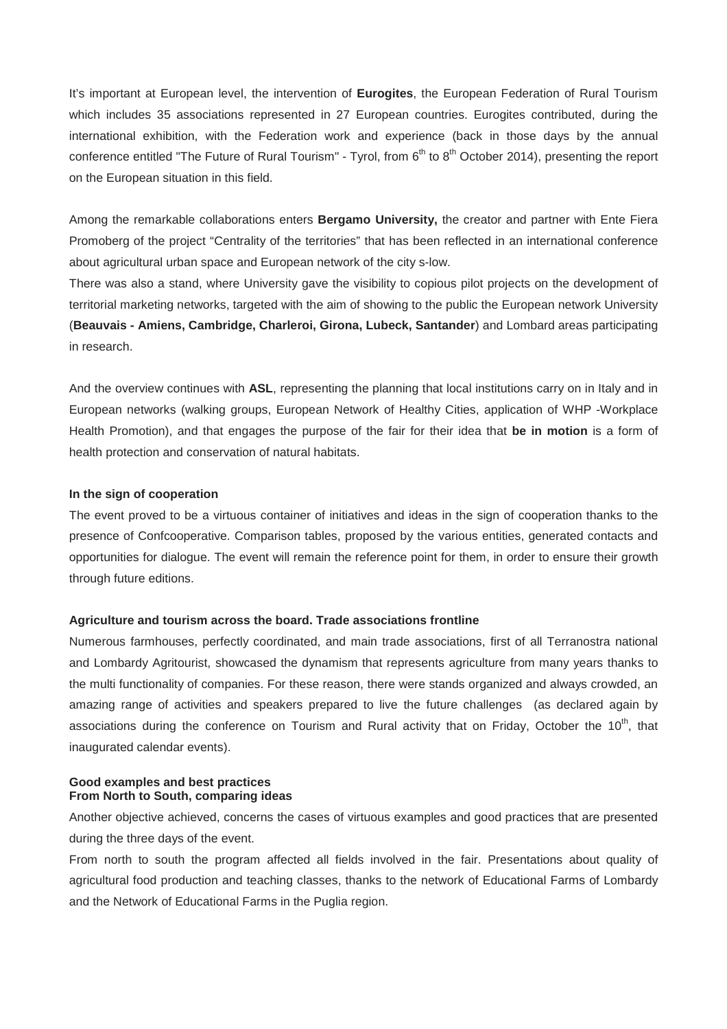It's important at European level, the intervention of **Eurogites**, the European Federation of Rural Tourism which includes 35 associations represented in 27 European countries. Eurogites contributed, during the international exhibition, with the Federation work and experience (back in those days by the annual conference entitled "The Future of Rural Tourism" - Tyrol, from 6th to 8th October 2014), presenting the report on the European situation in this field.

Among the remarkable collaborations enters **Bergamo University,** the creator and partner with Ente Fiera Promoberg of the project "Centrality of the territories" that has been reflected in an international conference about agricultural urban space and European network of the city s-low.
There was also a stand, where University gave the visibility to copious pilot projects on the development of territorial marketing networks, targeted with the aim of showing to the public the European network University (**Beauvais - Amiens, Cambridge, Charleroi, Girona, Lubeck, Santander**) and Lombard areas participating in research.

And the overview continues with **ASL**, representing the planning that local institutions carry on in Italy and in European networks (walking groups, European Network of Healthy Cities, application of WHP -Workplace Health Promotion), and that engages the purpose of the fair for their idea that **be in motion** is a form of health protection and conservation of natural habitats.

**In the sign of cooperation**

The event proved to be a virtuous container of initiatives and ideas in the sign of cooperation thanks to the presence of Confcooperative. Comparison tables, proposed by the various entities, generated contacts and opportunities for dialogue. The event will remain the reference point for them, in order to ensure their growth through future editions.

**Agriculture and tourism across the board. Trade associations frontline**

Numerous farmhouses, perfectly coordinated, and main trade associations, first of all Terranostra national and Lombardy Agritourist, showcased the dynamism that represents agriculture from many years thanks to the multi functionality of companies. For these reason, there were stands organized and always crowded, an amazing range of activities and speakers prepared to live the future challenges (as declared again by associations during the conference on Tourism and Rural activity that on Friday, October the 10th, that inaugurated calendar events).

**Good examples and best practices**
**From North to South, comparing ideas**

Another objective achieved, concerns the cases of virtuous examples and good practices that are presented during the three days of the event.
From north to south the program affected all fields involved in the fair. Presentations about quality of agricultural food production and teaching classes, thanks to the network of Educational Farms of Lombardy and the Network of Educational Farms in the Puglia region.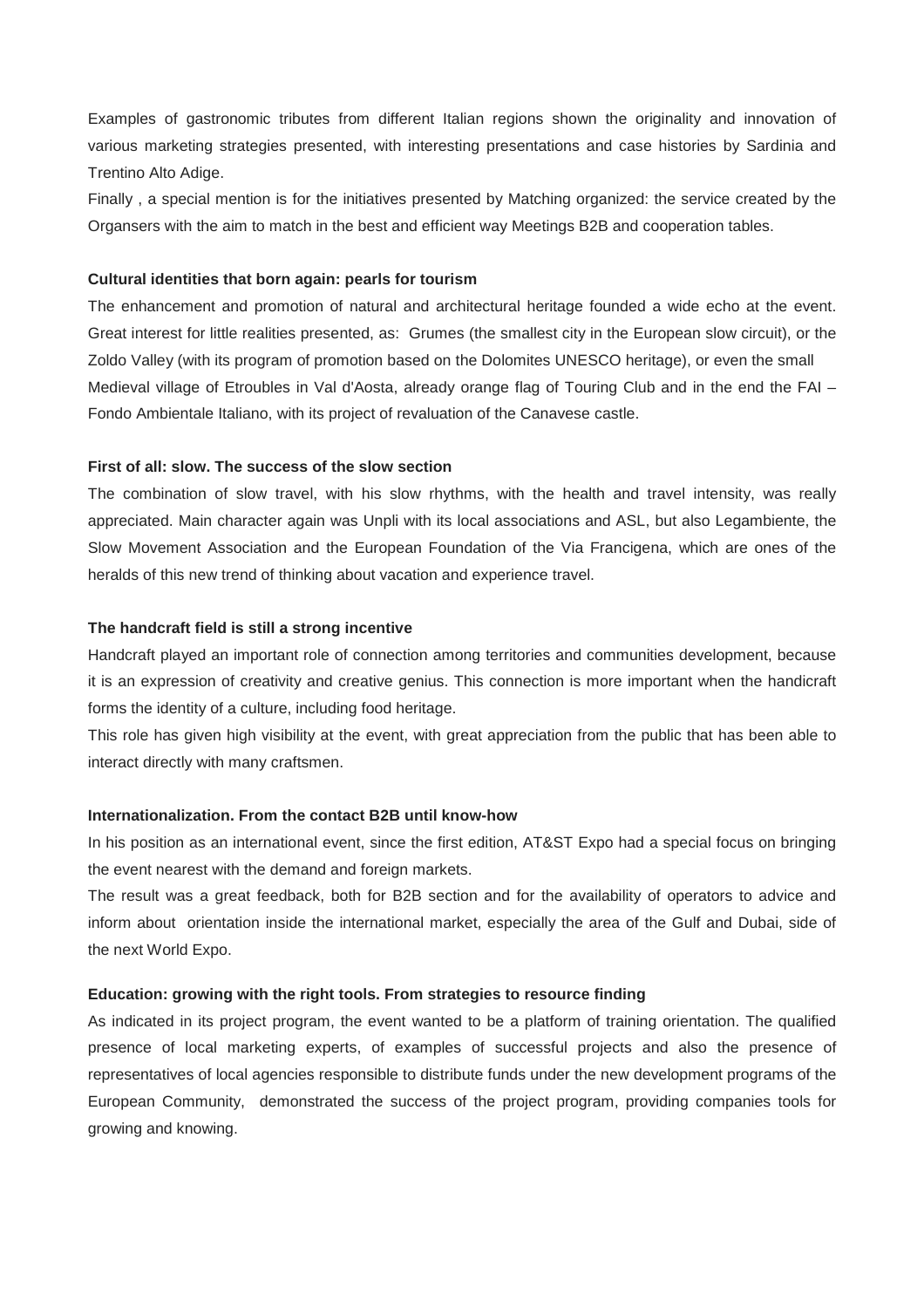Examples of gastronomic tributes from different Italian regions shown the originality and innovation of various marketing strategies presented, with interesting presentations and case histories by Sardinia and Trentino Alto Adige.

Finally , a special mention is for the initiatives presented by Matching organized: the service created by the Organsers with the aim to match in the best and efficient way Meetings B2B and cooperation tables.

**Cultural identities that born again: pearls for tourism**

The enhancement and promotion of natural and architectural heritage founded a wide echo at the event. Great interest for little realities presented, as: Grumes (the smallest city in the European slow circuit), or the Zoldo Valley (with its program of promotion based on the Dolomites UNESCO heritage), or even the small Medieval village of Etroubles in Val d'Aosta, already orange flag of Touring Club and in the end the FAI – Fondo Ambientale Italiano, with its project of revaluation of the Canavese castle.

**First of all: slow. The success of the slow section**

The combination of slow travel, with his slow rhythms, with the health and travel intensity, was really appreciated. Main character again was Unpli with its local associations and ASL, but also Legambiente, the Slow Movement Association and the European Foundation of the Via Francigena, which are ones of the heralds of this new trend of thinking about vacation and experience travel.

**The handcraft field is still a strong incentive**

Handcraft played an important role of connection among territories and communities development, because it is an expression of creativity and creative genius. This connection is more important when the handicraft forms the identity of a culture, including food heritage.

This role has given high visibility at the event, with great appreciation from the public that has been able to interact directly with many craftsmen.

**Internationalization. From the contact B2B until know-how**

In his position as an international event, since the first edition, AT&ST Expo had a special focus on bringing the event nearest with the demand and foreign markets.

The result was a great feedback, both for B2B section and for the availability of operators to advice and inform about orientation inside the international market, especially the area of the Gulf and Dubai, side of the next World Expo.

**Education: growing with the right tools. From strategies to resource finding**

As indicated in its project program, the event wanted to be a platform of training orientation. The qualified presence of local marketing experts, of examples of successful projects and also the presence of representatives of local agencies responsible to distribute funds under the new development programs of the European Community, demonstrated the success of the project program, providing companies tools for growing and knowing.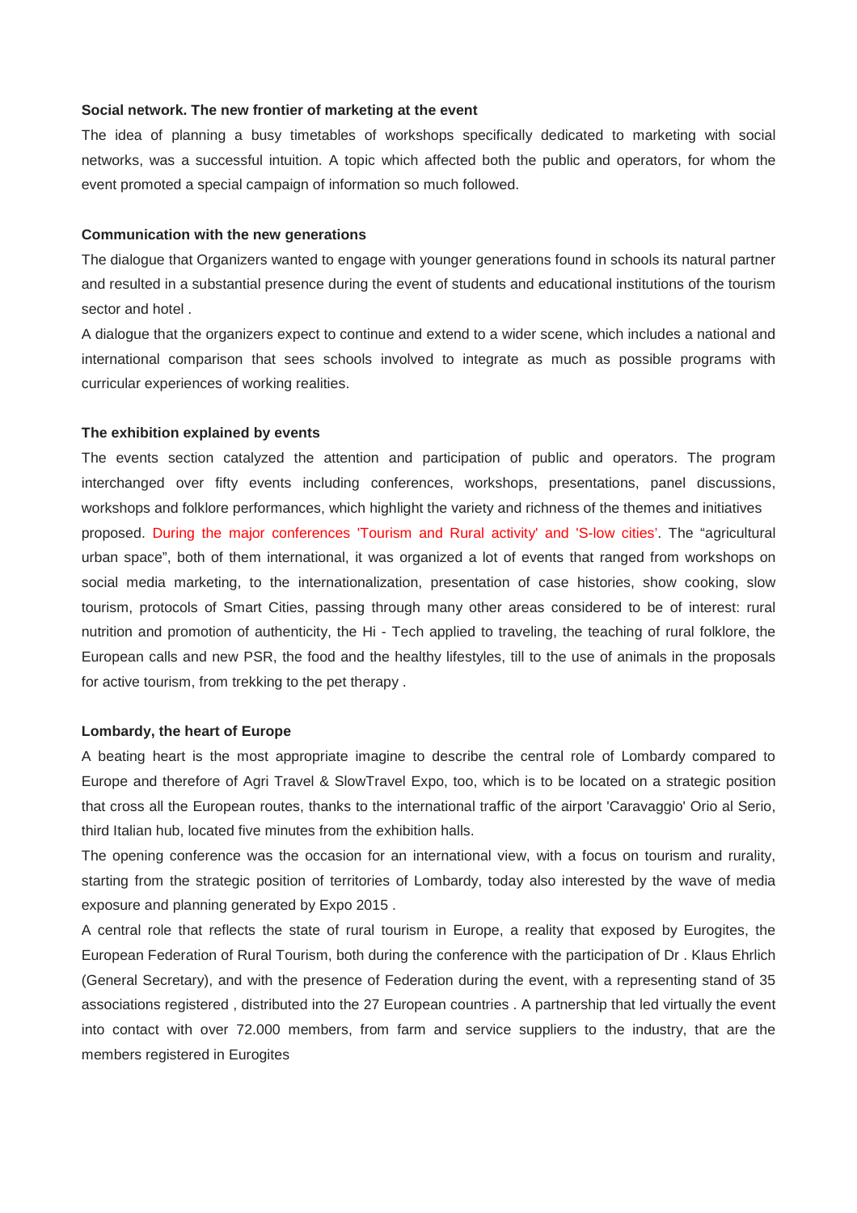**Social network. The new frontier of marketing at the event**

The idea of planning a busy timetables of workshops specifically dedicated to marketing with social networks, was a successful intuition. A topic which affected both the public and operators, for whom the event promoted a special campaign of information so much followed.

**Communication with the new generations**

The dialogue that Organizers wanted to engage with younger generations found in schools its natural partner and resulted in a substantial presence during the event of students and educational institutions of the tourism sector and hotel .

A dialogue that the organizers expect to continue and extend to a wider scene, which includes a national and international comparison that sees schools involved to integrate as much as possible programs with curricular experiences of working realities.

**The exhibition explained by events**

The events section catalyzed the attention and participation of public and operators. The program interchanged over fifty events including conferences, workshops, presentations, panel discussions, workshops and folklore performances, which highlight the variety and richness of the themes and initiatives proposed. During the major conferences 'Tourism and Rural activity' and 'S-low cities'. The "agricultural urban space", both of them international, it was organized a lot of events that ranged from workshops on social media marketing, to the internationalization, presentation of case histories, show cooking, slow tourism, protocols of Smart Cities, passing through many other areas considered to be of interest: rural nutrition and promotion of authenticity, the Hi - Tech applied to traveling, the teaching of rural folklore, the European calls and new PSR, the food and the healthy lifestyles, till to the use of animals in the proposals for active tourism, from trekking to the pet therapy .

**Lombardy, the heart of Europe**

A beating heart is the most appropriate imagine to describe the central role of Lombardy compared to Europe and therefore of Agri Travel & SlowTravel Expo, too, which is to be located on a strategic position that cross all the European routes, thanks to the international traffic of the airport 'Caravaggio' Orio al Serio, third Italian hub, located five minutes from the exhibition halls.

The opening conference was the occasion for an international view, with a focus on tourism and rurality, starting from the strategic position of territories of Lombardy, today also interested by the wave of media exposure and planning generated by Expo 2015 .

A central role that reflects the state of rural tourism in Europe, a reality that exposed by Eurogites, the European Federation of Rural Tourism, both during the conference with the participation of Dr . Klaus Ehrlich (General Secretary), and with the presence of Federation during the event, with a representing stand of 35 associations registered , distributed into the 27 European countries . A partnership that led virtually the event into contact with over 72.000 members, from farm and service suppliers to the industry, that are the members registered in Eurogites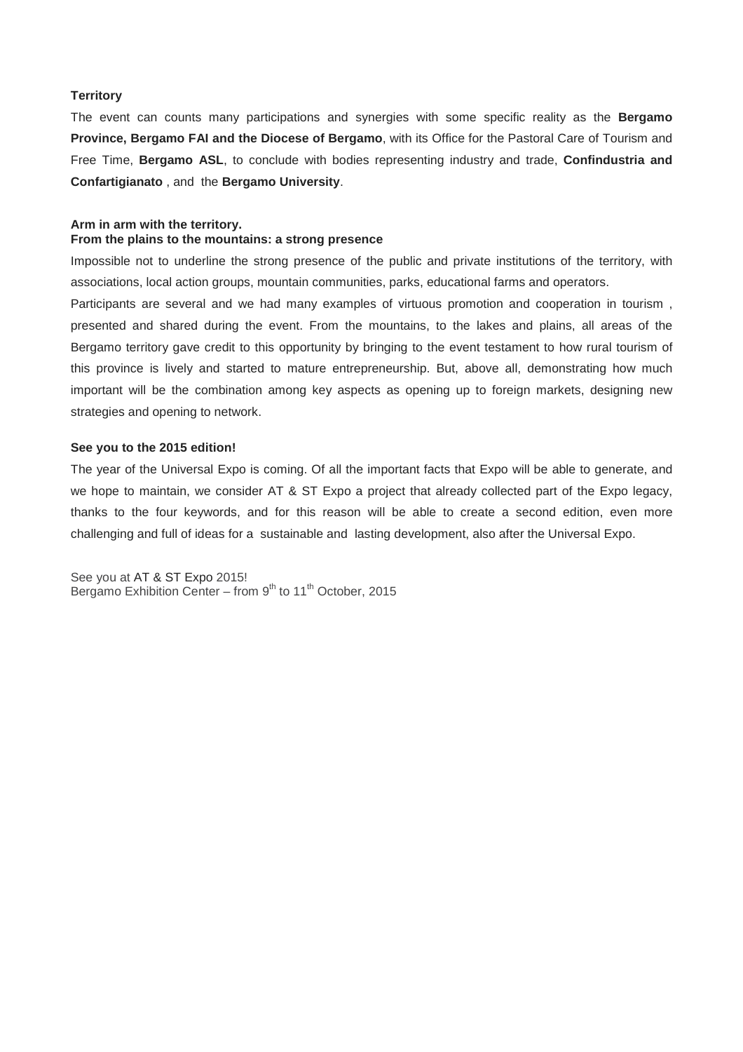**Territory**

The event can counts many participations and synergies with some specific reality as the **Bergamo Province, Bergamo FAI and the Diocese of Bergamo**, with its Office for the Pastoral Care of Tourism and Free Time, **Bergamo ASL**, to conclude with bodies representing industry and trade, **Confindustria and Confartigianato** , and the **Bergamo University**.

**Arm in arm with the territory.**
**From the plains to the mountains: a strong presence**

Impossible not to underline the strong presence of the public and private institutions of the territory, with associations, local action groups, mountain communities, parks, educational farms and operators.

Participants are several and we had many examples of virtuous promotion and cooperation in tourism , presented and shared during the event. From the mountains, to the lakes and plains, all areas of the Bergamo territory gave credit to this opportunity by bringing to the event testament to how rural tourism of this province is lively and started to mature entrepreneurship. But, above all, demonstrating how much important will be the combination among key aspects as opening up to foreign markets, designing new strategies and opening to network.

**See you to the 2015 edition!**

The year of the Universal Expo is coming. Of all the important facts that Expo will be able to generate, and we hope to maintain, we consider AT & ST Expo a project that already collected part of the Expo legacy, thanks to the four keywords, and for this reason will be able to create a second edition, even more challenging and full of ideas for a sustainable and lasting development, also after the Universal Expo.

See you at AT & ST Expo 2015!
Bergamo Exhibition Center – from 9th to 11th October, 2015